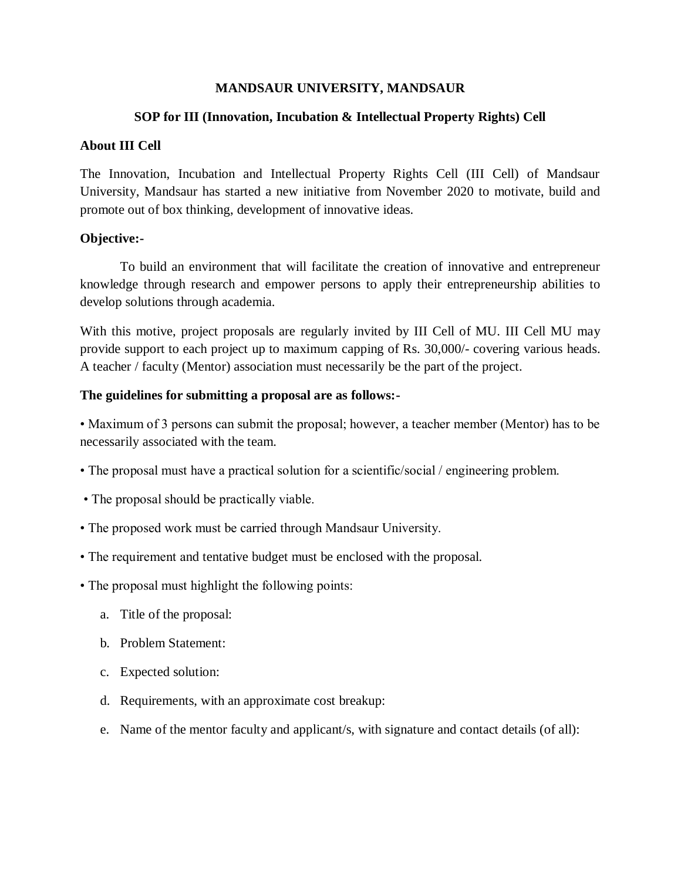# MANDSAUR UNIVERSITY, MANDSAUR

## SOP for III (Innovation, Incubation & Intellectual Property Rights) Cell

### About III Cell

The Innovation, Incubation and Intellectual Property Rights Cell (III Cell) of Mandsaur University, Mandsaur has started a new initiative from November 2020 to motivate, build and promote out of box thinking, development of innovative ideas.

### Objective:-

To build an environment that will facilitate the creation of innovative and entrepreneur knowledge through research and empower persons to apply their entrepreneurship abilities to develop solutions through academia.

With this motive, project proposals are regularly invited by III Cell of MU. III Cell MU may provide support to each project up to maximum capping of Rs. 30,000/- covering various heads. A teacher / faculty (Mentor) association must necessarily be the part of the project.

### The guidelines for submitting a proposal are as follows:-

- Maximum of 3 persons can submit the proposal; however, a teacher member (Mentor) has to be necessarily associated with the team.
- The proposal must have a practical solution for a scientific/social / engineering problem.
- The proposal should be practically viable.
- The proposed work must be carried through Mandsaur University.
- The requirement and tentative budget must be enclosed with the proposal.
- The proposal must highlight the following points:
  a. Title of the proposal:
  b. Problem Statement:
  c. Expected solution:
  d. Requirements, with an approximate cost breakup:
  e. Name of the mentor faculty and applicant/s, with signature and contact details (of all):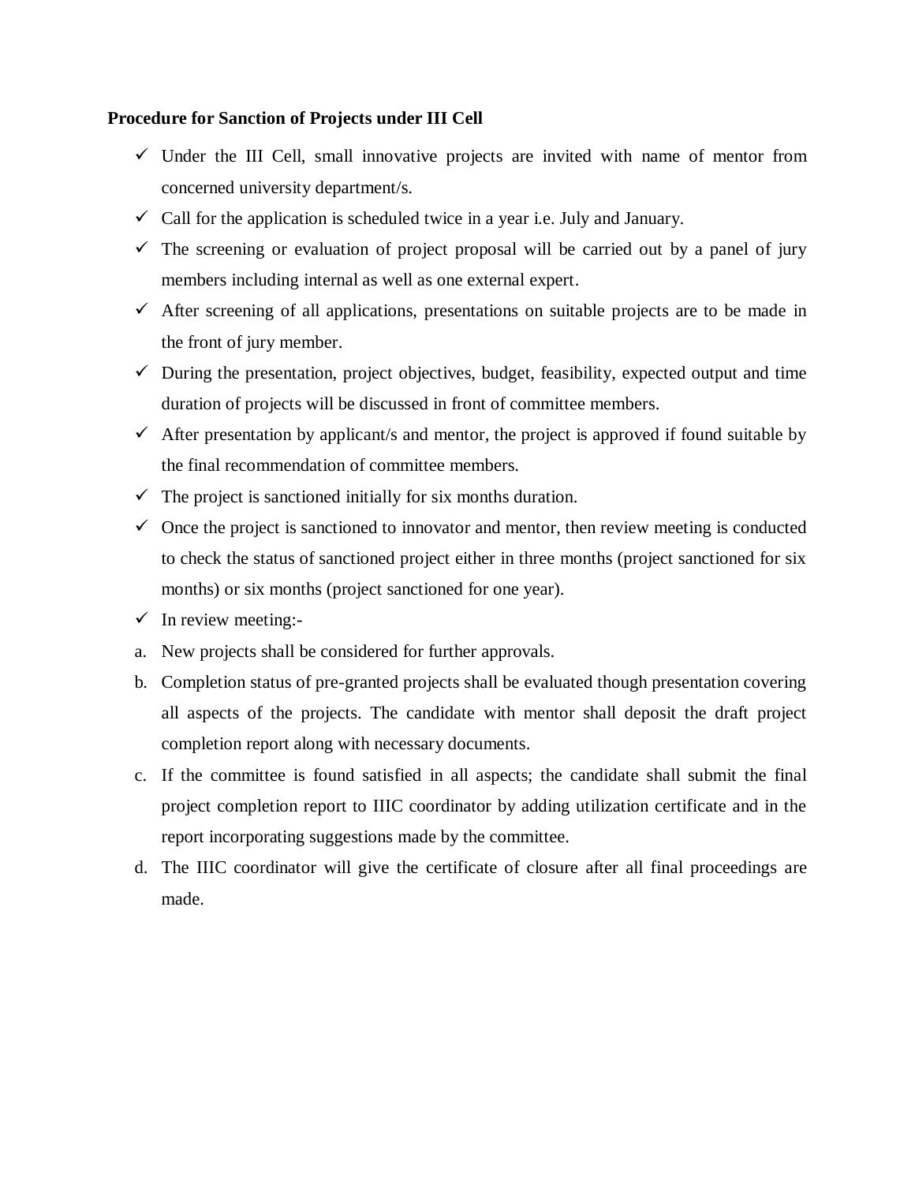**Procedure for Sanction of Projects under III Cell**

- ✓ Under the III Cell, small innovative projects are invited with name of mentor from concerned university department/s.
- ✓ Call for the application is scheduled twice in a year i.e. July and January.
- ✓ The screening or evaluation of project proposal will be carried out by a panel of jury members including internal as well as one external expert.
- ✓ After screening of all applications, presentations on suitable projects are to be made in the front of jury member.
- ✓ During the presentation, project objectives, budget, feasibility, expected output and time duration of projects will be discussed in front of committee members.
- ✓ After presentation by applicant/s and mentor, the project is approved if found suitable by the final recommendation of committee members.
- ✓ The project is sanctioned initially for six months duration.
- ✓ Once the project is sanctioned to innovator and mentor, then review meeting is conducted to check the status of sanctioned project either in three months (project sanctioned for six months) or six months (project sanctioned for one year).
- ✓ In review meeting:-

a. New projects shall be considered for further approvals.

b. Completion status of pre-granted projects shall be evaluated though presentation covering all aspects of the projects. The candidate with mentor shall deposit the draft project completion report along with necessary documents.

c. If the committee is found satisfied in all aspects; the candidate shall submit the final project completion report to IIIC coordinator by adding utilization certificate and in the report incorporating suggestions made by the committee.

d. The IIIC coordinator will give the certificate of closure after all final proceedings are made.